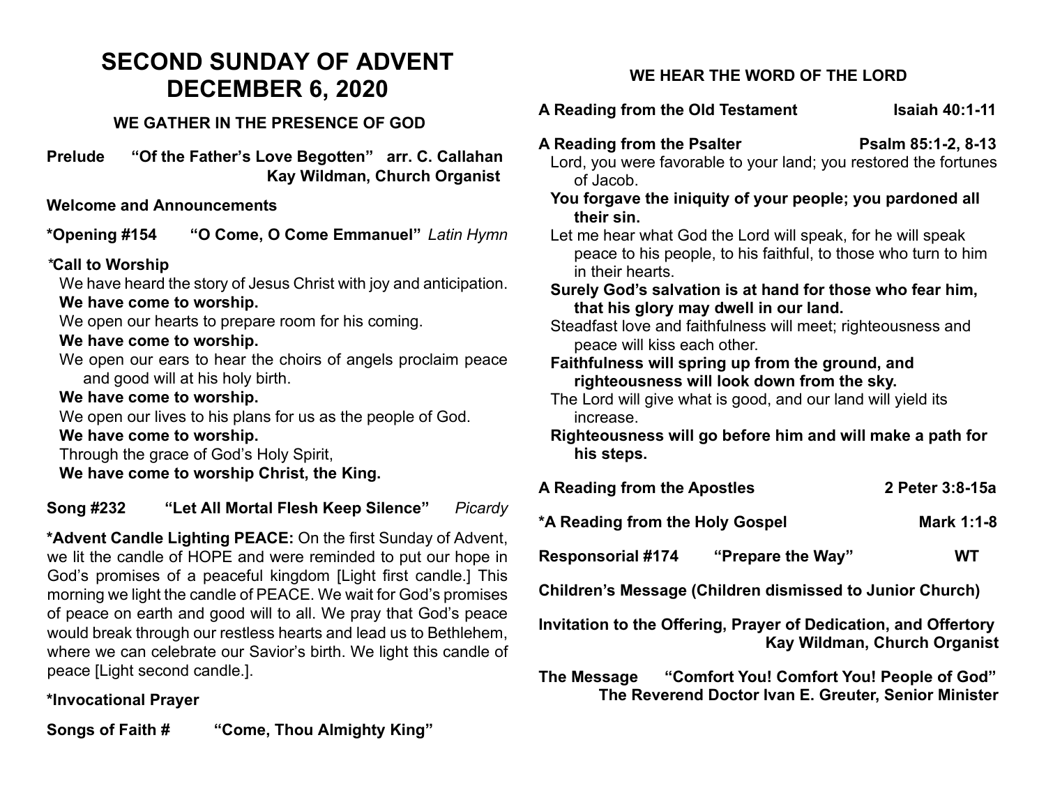# SECOND SUNDAY OF ADVENT
# DECEMBER 6, 2020

### WE GATHER IN THE PRESENCE OF GOD

**Prelude "Of the Father's Love Begotten" arr. C. Callahan**
**Kay Wildman, Church Organist**

**Welcome and Announcements**

***Opening #154 "O Come, O Come Emmanuel"** *Latin Hymn*

***Call to Worship**

We have heard the story of Jesus Christ with joy and anticipation.
**We have come to worship.**
We open our hearts to prepare room for his coming.
**We have come to worship.**
We open our ears to hear the choirs of angels proclaim peace and good will at his holy birth.
**We have come to worship.**
We open our lives to his plans for us as the people of God.
**We have come to worship.**
Through the grace of God's Holy Spirit,
**We have come to worship Christ, the King.**

**Song #232 "Let All Mortal Flesh Keep Silence"** *Picardy*

***Advent Candle Lighting PEACE:** On the first Sunday of Advent, we lit the candle of HOPE and were reminded to put our hope in God's promises of a peaceful kingdom [Light first candle.] This morning we light the candle of PEACE. We wait for God's promises of peace on earth and good will to all. We pray that God's peace would break through our restless hearts and lead us to Bethlehem, where we can celebrate our Savior's birth. We light this candle of peace [Light second candle.].

***Invocational Prayer**

**Songs of Faith # "Come, Thou Almighty King"**

### WE HEAR THE WORD OF THE LORD

**A Reading from the Old Testament Isaiah 40:1-11**

**A Reading from the Psalter Psalm 85:1-2, 8-13**

Lord, you were favorable to your land; you restored the fortunes of Jacob.
**You forgave the iniquity of your people; you pardoned all their sin.**
Let me hear what God the Lord will speak, for he will speak peace to his people, to his faithful, to those who turn to him in their hearts.
**Surely God's salvation is at hand for those who fear him, that his glory may dwell in our land.**
Steadfast love and faithfulness will meet; righteousness and peace will kiss each other.
**Faithfulness will spring up from the ground, and righteousness will look down from the sky.**
The Lord will give what is good, and our land will yield its increase.
**Righteousness will go before him and will make a path for his steps.**

**A Reading from the Apostles 2 Peter 3:8-15a**

***A Reading from the Holy Gospel Mark 1:1-8**

**Responsorial #174 "Prepare the Way" WT**

**Children's Message (Children dismissed to Junior Church)**

**Invitation to the Offering, Prayer of Dedication, and Offertory**
**Kay Wildman, Church Organist**

**The Message "Comfort You! Comfort You! People of God"**
**The Reverend Doctor Ivan E. Greuter, Senior Minister**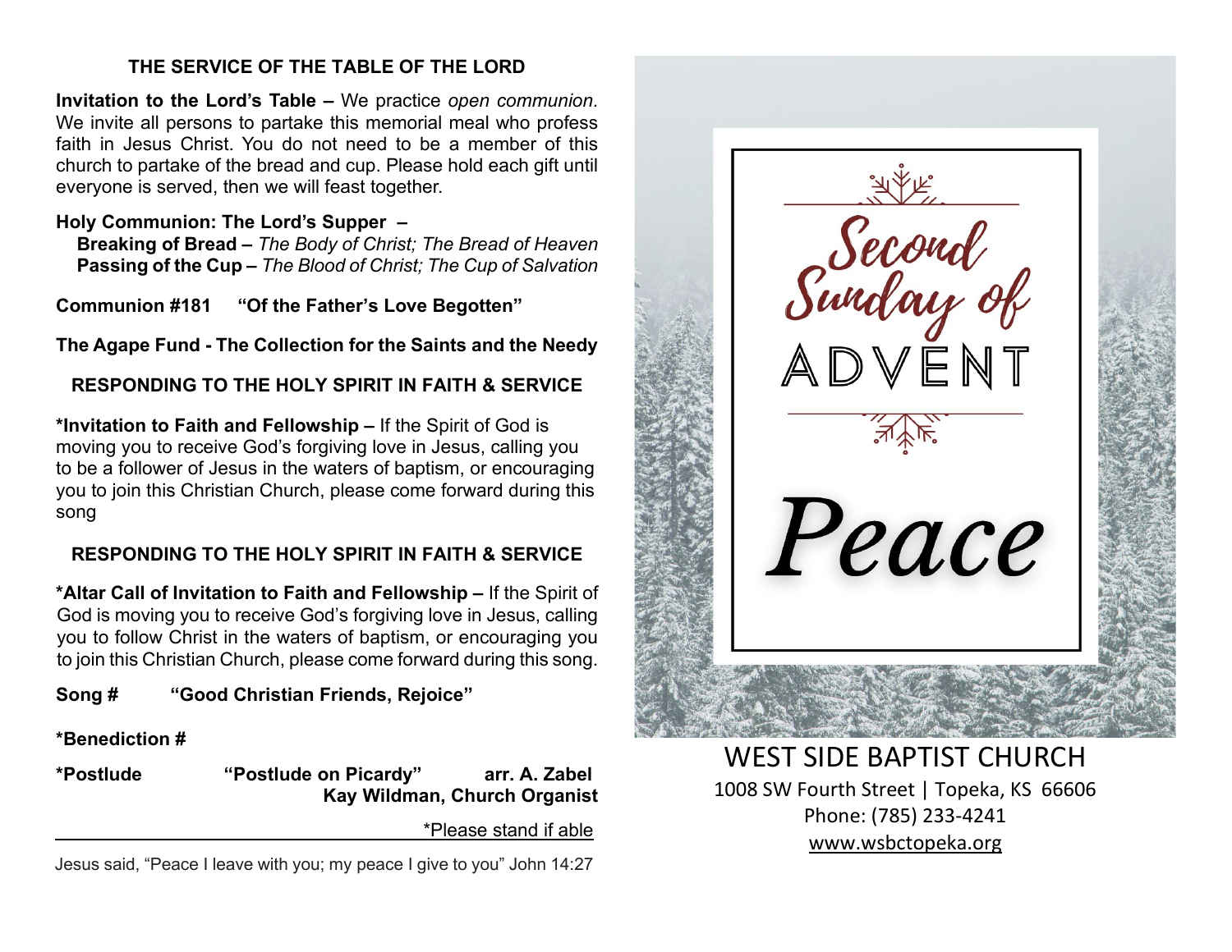## THE SERVICE OF THE TABLE OF THE LORD

**Invitation to the Lord's Table –** We practice *open communion*. We invite all persons to partake this memorial meal who profess faith in Jesus Christ. You do not need to be a member of this church to partake of the bread and cup. Please hold each gift until everyone is served, then we will feast together.

**Holy Communion: The Lord's Supper –**
**Breaking of Bread –** *The Body of Christ; The Bread of Heaven*
**Passing of the Cup –** *The Blood of Christ; The Cup of Salvation*

**Communion #181 "Of the Father's Love Begotten"**

**The Agape Fund - The Collection for the Saints and the Needy**

## RESPONDING TO THE HOLY SPIRIT IN FAITH & SERVICE

**\*Invitation to Faith and Fellowship –** If the Spirit of God is moving you to receive God's forgiving love in Jesus, calling you to be a follower of Jesus in the waters of baptism, or encouraging you to join this Christian Church, please come forward during this song

## RESPONDING TO THE HOLY SPIRIT IN FAITH & SERVICE

**\*Altar Call of Invitation to Faith and Fellowship –** If the Spirit of God is moving you to receive God's forgiving love in Jesus, calling you to follow Christ in the waters of baptism, or encouraging you to join this Christian Church, please come forward during this song.

**Song # "Good Christian Friends, Rejoice"**

**\*Benediction #**

**\*Postlude "Postlude on Picardy" arr. A. Zabel**
**Kay Wildman, Church Organist**

\*Please stand if able

---

Jesus said, "Peace I leave with you; my peace I give to you" John 14:27

# Second Sunday of ADVENT

# Peace

WEST SIDE BAPTIST CHURCH
1008 SW Fourth Street | Topeka, KS 66606
Phone: (785) 233-4241
www.wsbctopeka.org